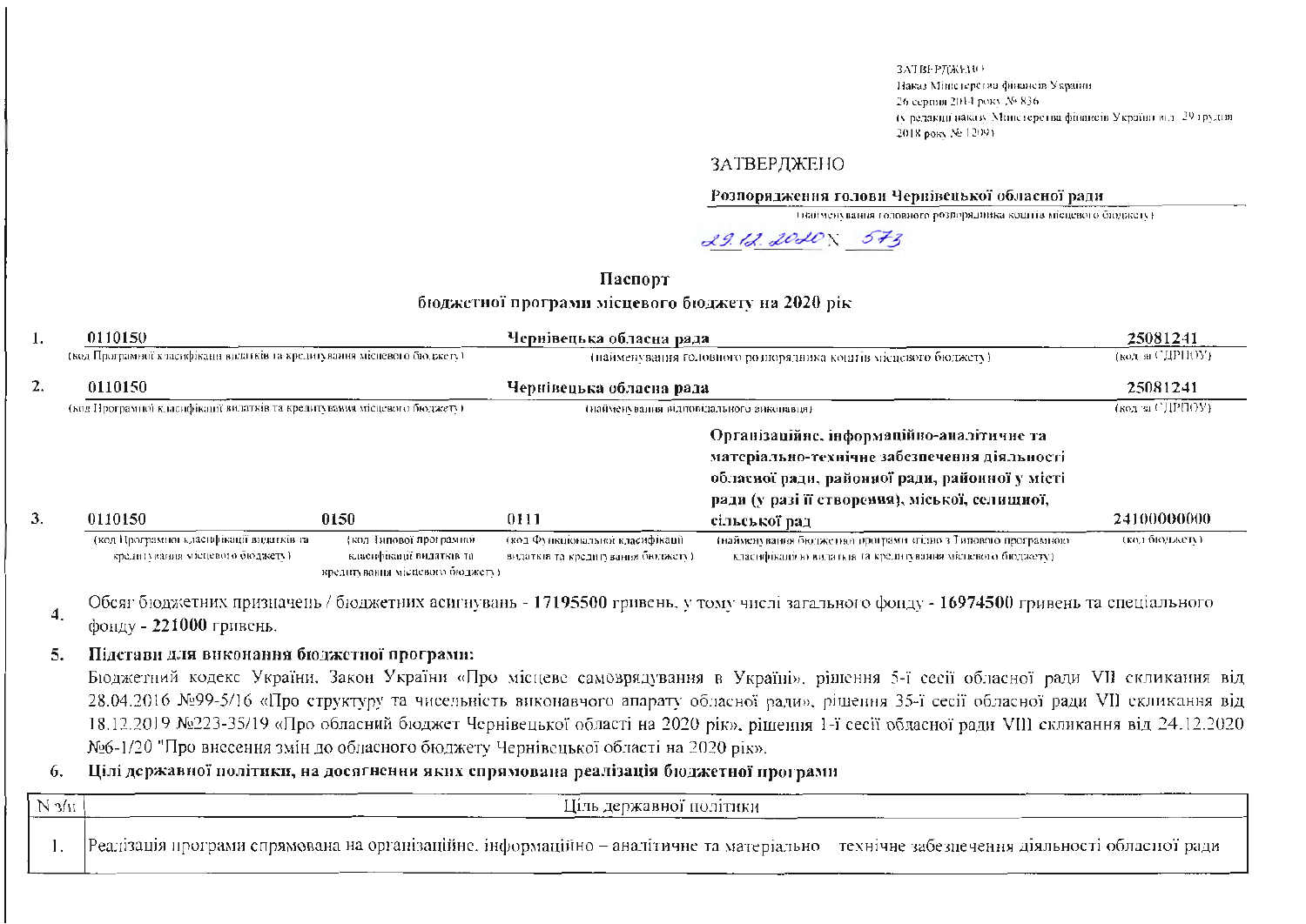ЗАТВЕРДЖЕНО
Наказ Міністерства фінансів України
26 серпня 2014 року № 836
(у редакції наказу Міністерства фінансів України від 29 грудня 2018 року № 1209)

ЗАТВЕРДЖЕНО

**Розпорядження голови Чернівецької обласної ради**
(найменування головного розпорядника коштів місцевого бюджету)

29.12.2020 N 573

## Паспорт
### бюджетної програми місцевого бюджету на 2020 рік

1. **0110150** (код Програмної класифікації видатків та кредитування місцевого бюджету) — **Чернівецька обласна рада** (найменування головного розпорядника коштів місцевого бюджету) — **25081241** (код за ЄДРПОУ)

2. **0110150** (код Програмної класифікації видатків та кредитування місцевого бюджету) — **Чернівецька обласна рада** (найменування відповідального виконавця) — **25081241** (код за ЄДРПОУ)

3. **0110150** (код Програмної класифікації видатків та кредитування місцевого бюджету) — **0150** (код Типової програмної класифікації видатків та кредитування місцевого бюджету) — **0111** (код Функціональної класифікації видатків та кредитування бюджету) — **Організаційне, інформаційно-аналітичне та матеріально-технічне забезпечення діяльності обласної ради, районної ради, районної у місті ради (у разі її створення), міської, селищної, сільської рад** (найменування бюджетної програми згідно з Типовою програмною класифікацією видатків та кредитування місцевого бюджету) — **24100000000** (код бюджету)

4. Обсяг бюджетних призначень / бюджетних асигнувань - **17195500** гривень, у тому числі загального фонду - **16974500** гривень та спеціального фонду - **221000** гривень.

5. **Підстави для виконання бюджетної програми:**

Бюджетний кодекс України, Закон України «Про місцеве самоврядування в Україні», рішення 5-ї сесії обласної ради VII скликання від 28.04.2016 №99-5/16 «Про структуру та чисельність виконавчого апарату обласної ради», рішення 35-ї сесії обласної ради VII скликання від 18.12.2019 №223-35/19 «Про обласний бюджет Чернівецької області на 2020 рік», рішення 1-ї сесії обласної ради VIII скликання від 24.12.2020 №6-1/20 "Про внесення змін до обласного бюджету Чернівецької області на 2020 рік».

6. **Цілі державної політики, на досягнення яких спрямована реалізація бюджетної програми**

| N з/п | Ціль державної політики |
|---|---|
| 1. | Реалізація програми спрямована на організаційне, інформаційно – аналітичне та матеріально технічне забезпечення діяльності обласної ради |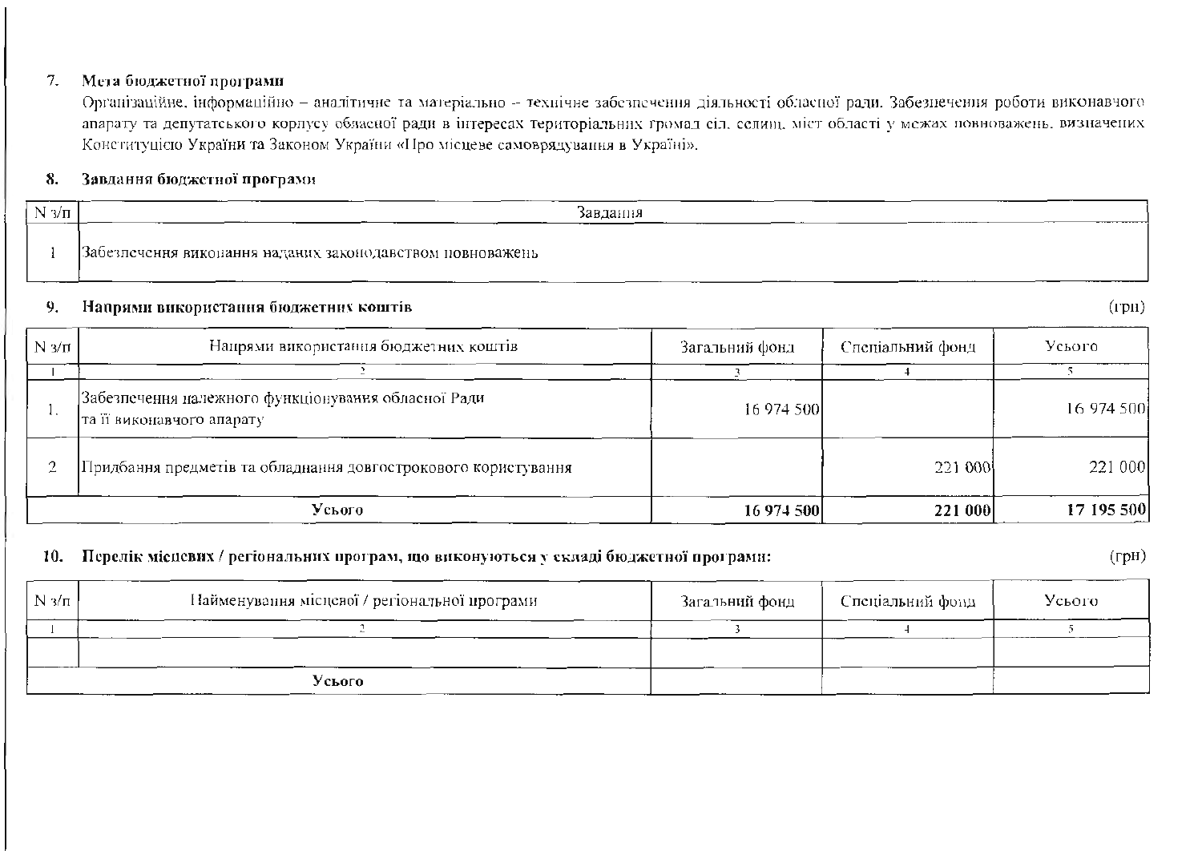**7. Мета бюджетної програми**

Організаційне, інформаційно – аналітичне та матеріально – технічне забезпечення діяльності обласної ради. Забезпечення роботи виконавчого апарату та депутатського корпусу обласної ради в інтересах територіальних громад сіл, селищ, міст області у межах повноважень, визначених Конституцією України та Законом України «Про місцеве самоврядування в Україні».

**8. Завдання бюджетної програми**

| N з/п | Завдання |
|---|---|
| 1 | Забезпечення виконання наданих законодавством повноважень |

**9. Напрями використання бюджетних коштів** (грн)

| N з/п | Напрями використання бюджетних коштів | Загальний фонд | Спеціальний фонд | Усього |
|---|---|---|---|---|
| 1 | 2 | 3 | 4 | 5 |
| 1. | Забезпечення належного функціонування обласної Ради та її виконавчого апарату | 16 974 500 | | 16 974 500 |
| 2 | Придбання предметів та обладнання довгострокового користування | | 221 000 | 221 000 |
| | **Усього** | **16 974 500** | **221 000** | **17 195 500** |

**10. Перелік місцевих / регіональних програм, що виконуються у складі бюджетної програми:** (грн)

| N з/п | Найменування місцевої / регіональної програми | Загальний фонд | Спеціальний фонд | Усього |
|---|---|---|---|---|
| 1 | 2 | 3 | 4 | 5 |
| | | | | |
| | **Усього** | | | |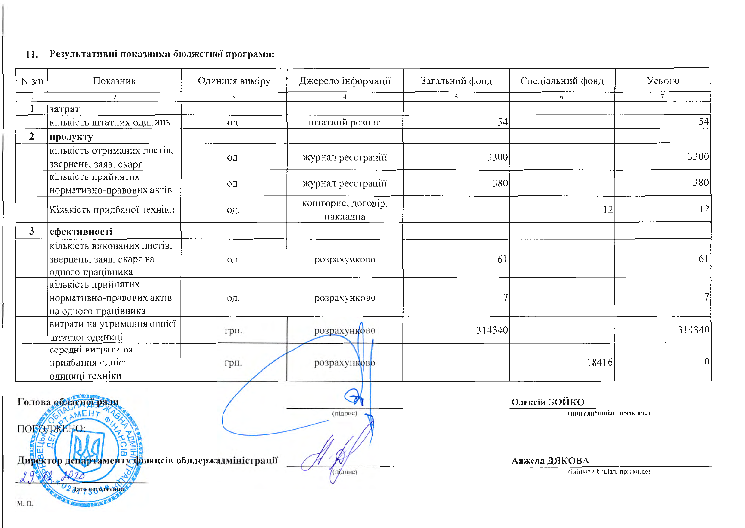11. **Результативні показники бюджетної програми:**

| N з/п | Показник | Одиниця виміру | Джерело інформації | Загальний фонд | Спеціальний фонд | Усього |
|---|---|---|---|---|---|---|
| 1 | 2 | 3 | 4 | 5 | 6 | 7 |
| 1 | **затрат** | | | | | |
| | кількість штатних одиниць | од. | штатний розпис | 54 | | 54 |
| 2 | **продукту** | | | | | |
| | кількість отриманих листів, звернень, заяв, скарг | од. | журнал реєстрацій | 3300 | | 3300 |
| | кількість прийнятих нормативно-правових актів | од. | журнал реєстрацій | 380 | | 380 |
| | Кількість придбаної техніки | од. | кошторис, договір, накладна | | 12 | 12 |
| 3 | **ефективності** | | | | | |
| | кількість виконаних листів, звернень, заяв, скарг на одного працівника | од. | розрахунково | 61 | | 61 |
| | кількість прийнятих нормативно-правових актів на одного працівника | од. | розрахунково | 7 | | 7 |
| | витрати на утримання однієї штатної одиниці | грн. | розрахунково | 314340 | | 314340 |
| | середні витрати на придбання однієї одиниці техніки | грн. | розрахунково | | 18416 | 0 |

**Голова обласної ради** _______________ (підпис) **Олексій БОЙКО** (ініціали/ініціал, прізвище)

ПОГОДЖЕНО:

**Директор департаменту фінансів облдержадміністрації** _______________ (підпис) **Анжела ДЯКОВА** (ініціали/ініціал, прізвище)

29.12.2020
Дата погодження

М. П.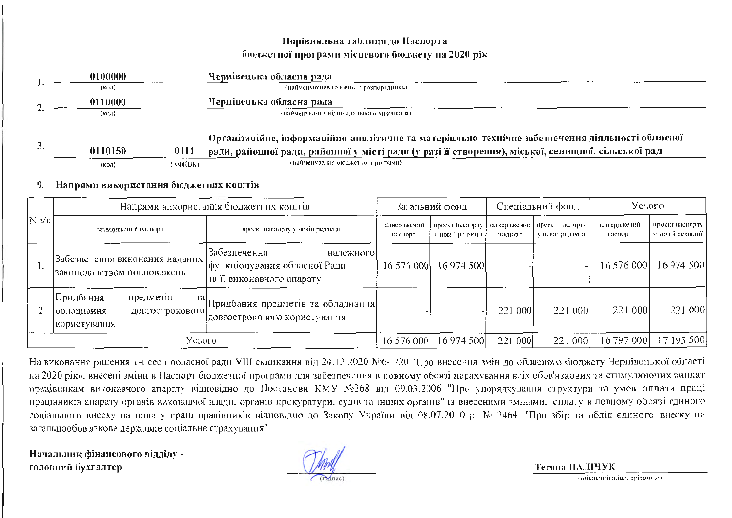# Порівняльна таблиця до Паспорта
## бюджетної програми місцевого бюджету на 2020 рік

1. **0100000** — **Чернівецька обласна рада**
   (код) — (найменування головного розпорядника)

2. **0110000** — **Чернівецька обласна рада**
   (код) — (найменування відповідального виконавця)

3. **0110150** **0111** — **Організаційне, інформаційно-аналітичне та матеріально-технічне забезпечення діяльності обласної ради, районної ради, районної у місті ради (у разі її створення), міської, селищної, сільської рад**
   (код) (КФКВК) — (найменування бюджетної програми)

9. **Напрями використання бюджетних коштів**

| N з/п | Напрями використання бюджетних коштів | | Загальний фонд | | Спеціальний фонд | | Усього | |
|---|---|---|---|---|---|---|---|---|
| | затверджений паспорт | проект паспорту у новій редакції | затверджений паспорт | проект паспорту у новій редакції | затверджений паспорт | проект паспорту у новій редакції | затверджений паспорт | проект паспорту у новій редакції |
| 1. | Забезпечення виконання наданих законодавством повноважень | Забезпечення належного функціонування обласної Ради та її виконавчого апарату | 16 576 000 | 16 974 500 | - | - | 16 576 000 | 16 974 500 |
| 2 | Придбання предметів та обладнання довгострокового користування | Придбання предметів та обладнання довгострокового користування | - | - | 221 000 | 221 000 | 221 000 | 221 000 |
| | Усього | | 16 576 000 | 16 974 500 | 221 000 | 221 000 | 16 797 000 | 17 195 500 |

На виконання рішення 1-ї сесії обласної ради VIII скликання від 24.12.2020 №6-1/20 "Про внесення змін до обласного бюджету Чернівецької області на 2020 рік», внесені зміни в Паспорт бюджетної програми для забезпечення в повному обсязі нарахування всіх обов'язкових та стимулюючих виплат працівникам виконавчого апарату відповідно до Постанови КМУ №268 від 09.03.2006 "Про упорядкування структури та умов оплати праці працівників апарату органів виконавчої влади, органів прокуратури, судів та інших органів" із внесеними змінами, сплату в повному обсязі єдиного соціального внеску на оплату праці працівників відповідно до Закону України від 08.07.2010 р. № 2464 "Про збір та облік єдиного внеску на загальнообов'язкове державне соціальне страхування"

**Начальник фінансового відділу - головний бухгалтер** _______ (підпис) **Тетяна ПАЛІЧУК** (ініціали/ініціал, прізвище)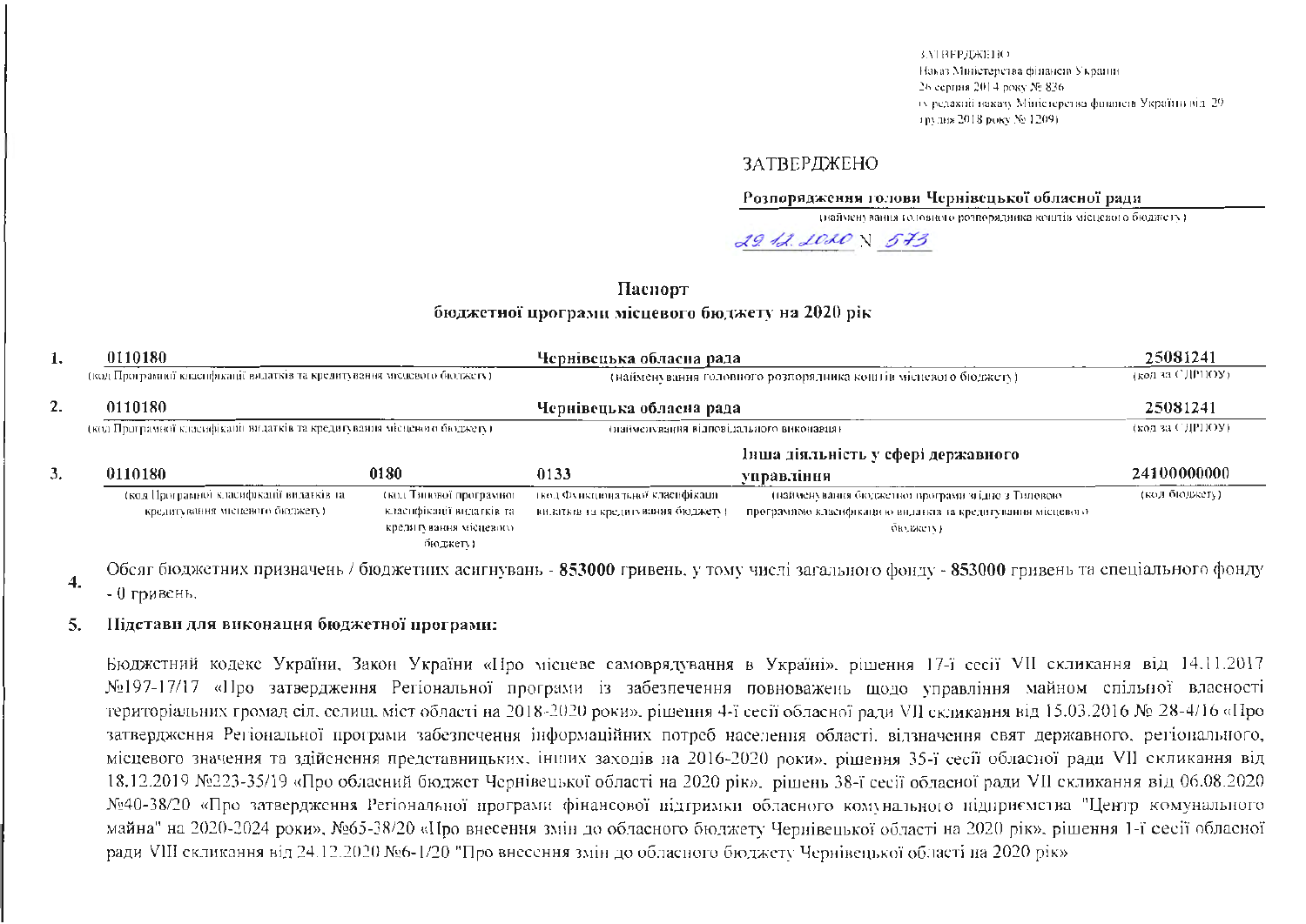ЗАТВЕРДЖЕНО
Наказ Міністерства фінансів України
26 серпня 2014 року № 836
(у редакції наказу Міністерства фінансів України від 29 грудня 2018 року № 1209)

ЗАТВЕРДЖЕНО

**Розпорядження голови Чернівецької обласної ради**
(найменування головного розпорядника коштів місцевого бюджету)

29.12.2020 N 573

## Паспорт
## бюджетної програми місцевого бюджету на 2020 рік

| | | | | | |
|---|---|---|---|---|---|
| **1.** | **0110180** (код Програмної класифікації видатків та кредитування місцевого бюджету) | | **Чернівецька обласна рада** (найменування головного розпорядника коштів місцевого бюджету) | | **25081241** (код за ЄДРПОУ) |
| **2.** | **0110180** (код Програмної класифікації видатків та кредитування місцевого бюджету) | | **Чернівецька обласна рада** (найменування відповідального виконавця) | | **25081241** (код за ЄДРПОУ) |
| **3.** | **0110180** (код Програмної класифікації видатків та кредитування місцевого бюджету) | **0180** (код Типової програмної класифікації видатків та кредитування місцевого бюджету) | **0133** (код Функціональної класифікації видатків та кредитування бюджету) | **Інша діяльність у сфері державного управління** (найменування бюджетної програми згідно з Типовою програмною класифікацією видатків та кредитування місцевого бюджету) | **24100000000** (код бюджету) |

**4.** Обсяг бюджетних призначень / бюджетних асигнувань - **853000** гривень, у тому числі загального фонду - **853000** гривень та спеціального фонду - 0 гривень.

**5.** **Підстави для виконання бюджетної програми:**

Бюджетний кодекс України, Закон України «Про місцеве самоврядування в Україні», рішення 17-ї сесії VII скликання від 14.11.2017 №197-17/17 «Про затвердження Регіональної програми із забезпечення повноважень щодо управління майном спільної власності територіальних громад сіл, селищ, міст області на 2018-2020 роки», рішення 4-ї сесії обласної ради VII скликання від 15.03.2016 № 28-4/16 «Про затвердження Регіональної програми забезпечення інформаційних потреб населення області, відзначення свят державного, регіонального, місцевого значення та здійснення представницьких, інших заходів на 2016-2020 роки», рішення 35-ї сесії обласної ради VII скликання від 18.12.2019 №223-35/19 «Про обласний бюджет Чернівецької області на 2020 рік», рішень 38-ї сесії обласної ради VII скликання від 06.08.2020 №40-38/20 «Про затвердження Регіональної програми фінансової підтримки обласного комунального підприємства "Центр комунального майна" на 2020-2024 роки», №65-38/20 «Про внесення змін до обласного бюджету Чернівецької області на 2020 рік», рішення 1-ї сесії обласної ради VIII скликання від 24.12.2020 №6-1/20 "Про внесення змін до обласного бюджету Чернівецької області на 2020 рік»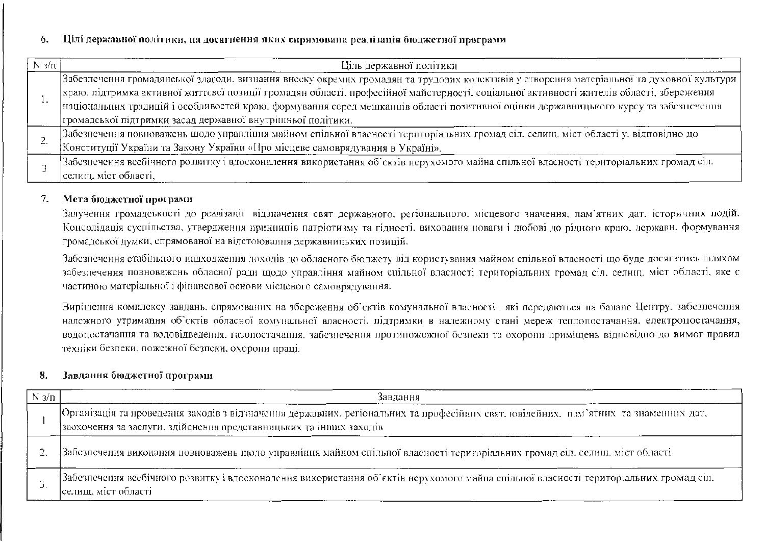### 6. Цілі державної політики, на досягнення яких спрямована реалізація бюджетної програми

| N з/п | Ціль державної політики |
|---|---|
| 1. | Забезпечення громадянської злагоди, визнання внеску окремих громадян та трудових колективів у створення матеріальної та духовної культури краю, підтримка активної життєвої позиції громадян області, професійної майстерності, соціальної активності жителів області, збереження національних традицій і особливостей краю, формування серед мешканців області позитивної оцінки державницького курсу та забезпечення громадської підтримки засад державної внутрішньої політики. |
| 2. | Забезпечення повноважень щодо управління майном спільної власності територіальних громад сіл, селищ, міст області у, відповідно до Конституції України та Закону України «Про місцеве самоврядування в Україні». |
| 3 | Забезпечення всебічного розвитку і вдосконалення використання об`єктів нерухомого майна спільної власності територіальних громад сіл, селищ, міст області, |

### 7. Мета бюджетної програми

Залучення громадськості до реалізації відзначення свят державного, регіонального, місцевого значення, пам'ятних дат, історичних подій. Консолідація суспільства, утвердження принципів патріотизму та гідності, виховання поваги і любові до рідного краю, держави, формування громадської думки, спрямованої на відстоювання державницьких позицій.

Забезпечення стабільного надходження доходів до обласного бюджету від користування майном спільної власності що буде досягатись шляхом забезпечення повноважень обласної ради щодо управління майном спільної власності територіальних громад сіл, селищ, міст області, яке є частиною матеріальної і фінансової основи місцевого самоврядування.

Вирішення комплексу завдань, спрямованих на збереження об'єктів комунальної власності , які передаються на баланс Центру, забезпечення належного утримання об'єктів обласної комунальної власності, підтримки в належному стані мереж теплопостачання, електропостачання, водопостачання та водовідведення, газопостачання, забезпечення протипожежної безпеки та охорони приміщень відповідно до вимог правил техніки безпеки, пожежної безпеки, охорони праці.

### 8. Завдання бюджетної програми

| N з/п | Завдання |
|---|---|
| 1 | Організація та проведення заходів з відзначення державних, регіональних та професійних свят, ювілейних, пам'ятних та знаменних дат, заохочення за заслуги, здійснення представницьких та інших заходів |
| 2. | Забезпечення виконання повноважень щодо управління майном спільної власності територіальних громад сіл, селищ, міст області |
| 3. | Забезпечення всебічного розвитку і вдосконалення використання об`єктів нерухомого майна спільної власності територіальних громад сіл, селищ, міст області |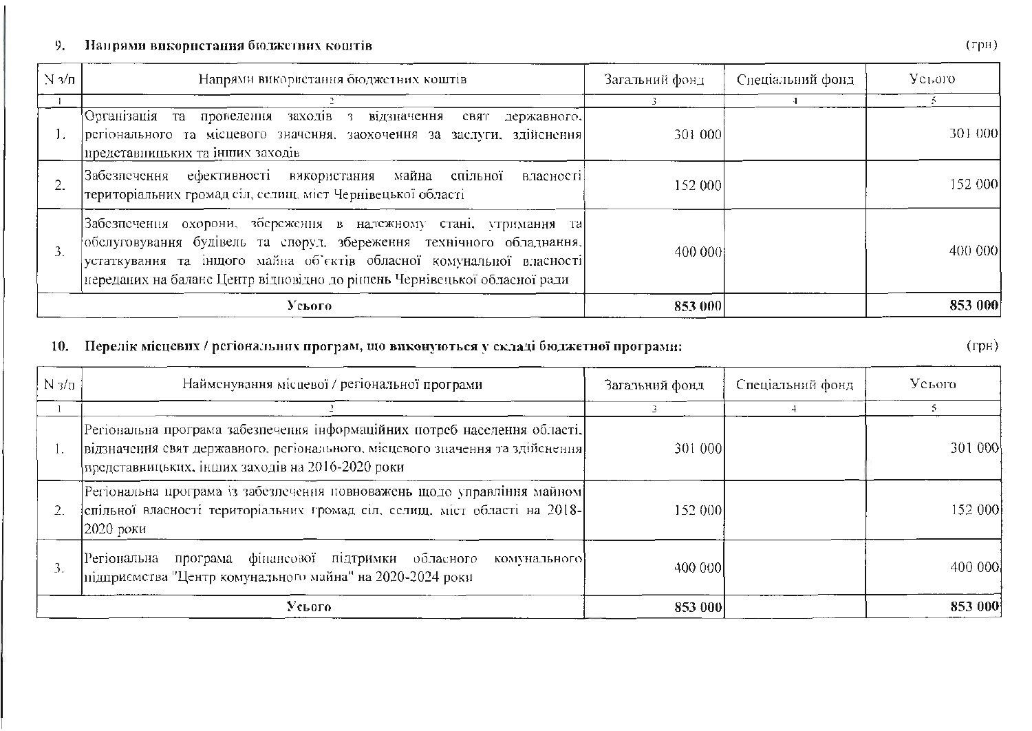## 9. Напрями використання бюджетних коштів

(грн)

| N з/п | Напрями використання бюджетних коштів | Загальний фонд | Спеціальний фонд | Усього |
|---|---|---|---|---|
| 1 | 2 | 3 | 4 | 5 |
| 1. | Організація та проведення заходів з відзначення свят державного, регіонального та місцевого значення, заохочення за заслуги, здійснення представницьких та інших заходів | 301 000 | | 301 000 |
| 2. | Забезпечення ефективності використання майна спільної власності територіальних громад сіл, селищ, міст Чернівецької області | 152 000 | | 152 000 |
| 3. | Забезпечення охорони, збереження в належному стані, утримання та обслуговування будівель та споруд, збереження технічного обладнання, устаткування та іншого майна об'єктів обласної комунальної власності переданих на баланс Центр відповідно до рішень Чернівецької обласної ради | 400 000 | | 400 000 |
| | **Усього** | **853 000** | | **853 000** |

## 10. Перелік місцевих / регіональних програм, що виконуються у складі бюджетної програми:

(грн)

| N з/п | Найменування місцевої / регіональної програми | Загальний фонд | Спеціальний фонд | Усього |
|---|---|---|---|---|
| 1 | 2 | 3 | 4 | 5 |
| 1. | Регіональна програма забезпечення інформаційних потреб населення області, відзначення свят державного, регіонального, місцевого значення та здійснення представницьких, інших заходів на 2016-2020 роки | 301 000 | | 301 000 |
| 2. | Регіональна програма із забезпечення повноважень щодо управління майном спільної власності територіальних громад сіл, селищ, міст області на 2018-2020 роки | 152 000 | | 152 000 |
| 3. | Регіональна програма фінансової підтримки обласного комунального підприємства "Центр комунального майна" на 2020-2024 роки | 400 000 | | 400 000 |
| | **Усього** | **853 000** | | **853 000** |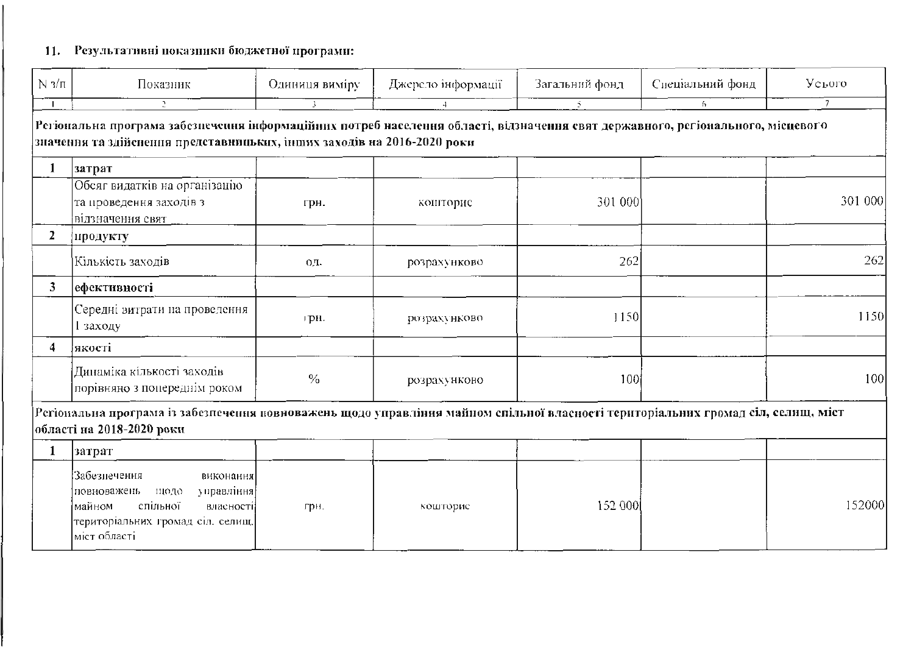11. **Результативні показники бюджетної програми:**

| N з/п | Показник | Одиниця виміру | Джерело інформації | Загальний фонд | Спеціальний фонд | Усього |
|---|---|---|---|---|---|---|
| 1 | 2 | 3 | 4 | 5 | 6 | 7 |
| **Регіональна програма забезпечення інформаційних потреб населення області, відзначення свят державного, регіонального, місцевого значення та здійснення представницьких, інших заходів на 2016-2020 роки** | | | | | | |
| **1** | **затрат** | | | | | |
| | Обсяг видатків на організацію та проведення заходів з відзначення свят | грн. | кошторис | 301 000 | | 301 000 |
| **2** | **продукту** | | | | | |
| | Кількість заходів | од. | розрахунково | 262 | | 262 |
| **3** | **ефективності** | | | | | |
| | Середні витрати на проведення 1 заходу | грн. | розрахунково | 1150 | | 1150 |
| **4** | **якості** | | | | | |
| | Динаміка кількості заходів порівняно з попереднім роком | % | розрахунково | 100 | | 100 |
| **Регіональна програма із забезпечення повноважень щодо управління майном спільної власності територіальних громад сіл, селищ, міст області на 2018-2020 роки** | | | | | | |
| **1** | **затрат** | | | | | |
| | Забезпечення виконання повноважень щодо управління майном спільної власності територіальних громад сіл, селищ, міст області | грн. | кошторис | 152 000 | | 152000 |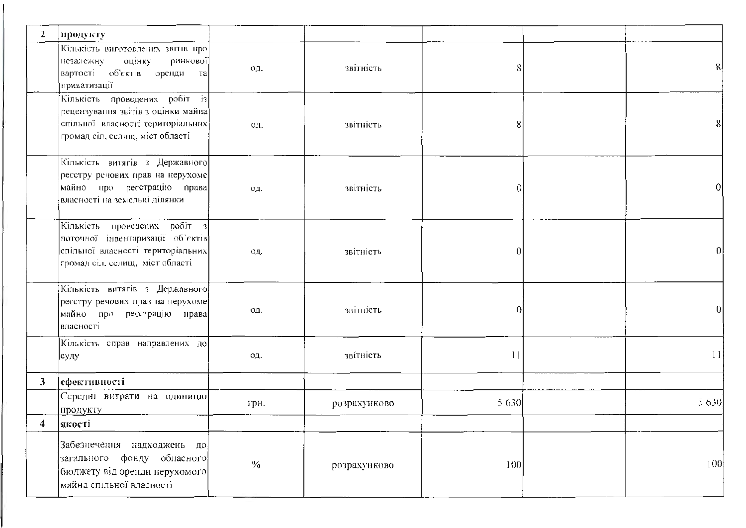| 2 | **продукту** | | | | | |
|---|---|---|---|---|---|---|
| | Кількість виготовлених звітів про незалежну оцінку ринкової вартості об'єктів оренди та приватизації | од. | звітність | 8 | | 8 |
| | Кількість проведених робіт із рецензування звітів з оцінки майна спільної власності територіальних громад сіл, селищ, міст області | од. | звітність | 8 | | 8 |
| | Кількість витягів з Державного реєстру речових прав на нерухоме майно про реєстрацію права власності на земельні ділянки | од. | звітність | 0 | | 0 |
| | Кількість проведених робіт з поточної інвентаризації об`єктів спільної власності територіальних громад сіл, селищ, міст області | од. | звітність | 0 | | 0 |
| | Кількість витягів з Державного реєстру речових прав на нерухоме майно про реєстрацію права власності | од. | звітність | 0 | | 0 |
| | Кількість справ направлених до суду | од. | звітність | 11 | | 11 |
| 3 | **ефективності** | | | | | |
| | Середні витрати на одиницю продукту | грн. | розрахунково | 5 630 | | 5 630 |
| 4 | **якості** | | | | | |
| | Забезпечення надходжень до загального фонду обласного бюджету від оренди нерухомого майна спільної власності | % | розрахунково | 100 | | 100 |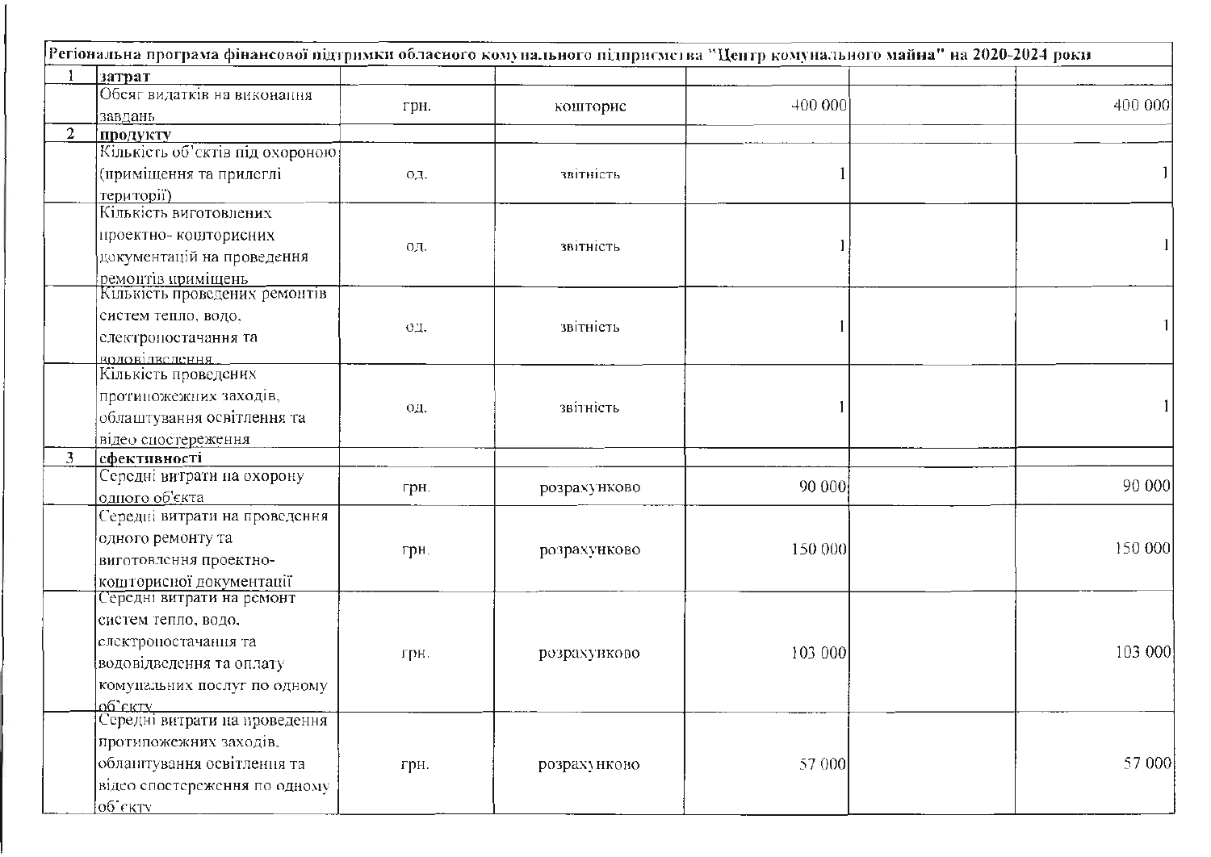| Регіональна програма фінансової підтримки обласного комунального підприємства "Центр комунального майна" на 2020-2024 роки | | | | | | |
|---|---|---|---|---|---|---|
| 1 | **затрат** | | | | | |
| | Обсяг видатків на виконання завдань | грн. | кошторис | 400 000 | | 400 000 |
| 2 | **продукту** | | | | | |
| | Кількість об'єктів під охороною (приміщення та прилеглі території) | од. | звітність | 1 | | 1 |
| | Кількість виготовлених проектно- кошторисних документацій на проведення ремонтів приміщень | од. | звітність | 1 | | 1 |
| | Кількість проведених ремонтів систем тепло, водо, електропостачання та водовідведення | од. | звітність | 1 | | 1 |
| | Кількість проведених протипожежних заходів, облаштування освітлення та відео спостереження | од. | звітність | 1 | | 1 |
| 3 | **ефективності** | | | | | |
| | Середні витрати на охорону одного об'єкта | грн. | розрахунково | 90 000 | | 90 000 |
| | Середні витрати на проведення одного ремонту та виготовлення проектно-кошторисної документації | грн. | розрахунково | 150 000 | | 150 000 |
| | Середні витрати на ремонт систем тепло, водо, електропостачання та водовідведення та оплату комунальних послуг по одному об'єкту | грн. | розрахунково | 103 000 | | 103 000 |
| | Середні витрати на проведення протипожежних заходів, облаштування освітлення та відео спостереження по одному об'єкту | грн. | розрахунково | 57 000 | | 57 000 |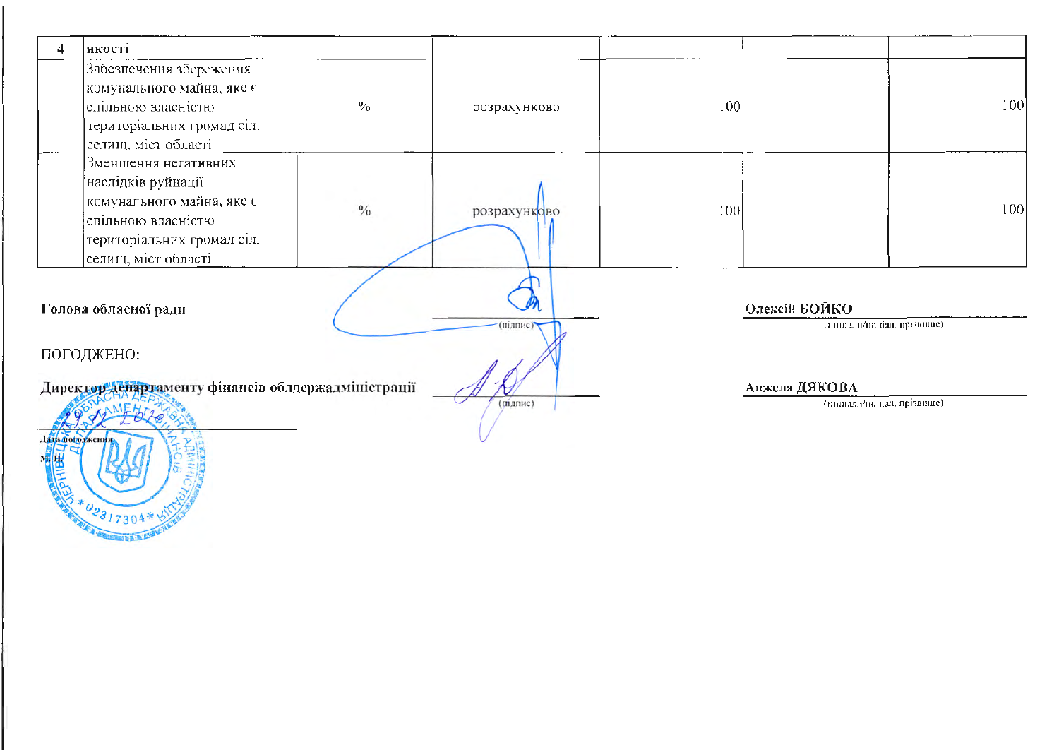| 4 | якості | | | | | |
|---|---|---|---|---|---|---|
| | Забезпечення збереження комунального майна, яке є спільною власністю територіальних громад сіл, селищ, міст області | % | розрахунково | 100 | | 100 |
| | Зменшення негативних наслідків руйнації комунального майна, яке є спільною власністю територіальних громад сіл, селищ, міст області | % | розрахунково | 100 | | 100 |

**Голова обласної ради** _________________ (підпис) **Олексій БОЙКО** (ініціали/ініціал, прізвище)

ПОГОДЖЕНО:

**Директор департаменту фінансів облдержадміністрації** _________________ (підпис) **Анжела ДЯКОВА** (ініціали/ініціал, прізвище)

29.12.2019
**Дата погодження**

**М. П.**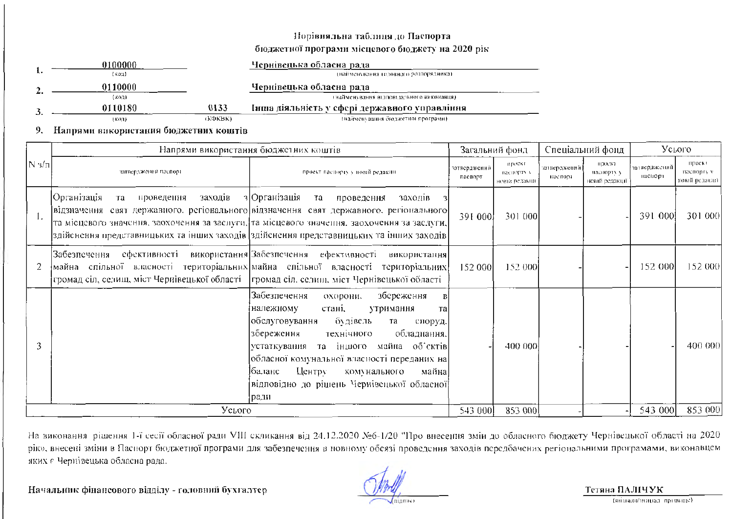## Порівняльна таблиця до Паспорта
## бюджетної програми місцевого бюджету на 2020 рік

1. **0100000** (код) — **Чернівецька обласна рада** (найменування головного розпорядника)

2. **0110000** (код) — **Чернівецька обласна рада** (найменування відповідального виконавця)

3. **0110180** (код) **0133** (КФКВК) — **Інша діяльність у сфері державного управління** (найменування бюджетної програми)

9. **Напрями використання бюджетних коштів**

| N з/п | Напрями використання бюджетних коштів | | Загальний фонд | | Спеціальний фонд | | Усього | |
|---|---|---|---|---|---|---|---|---|
| | затверджений паспорт | проект паспорту у новій редакції | затверджений паспорт | проект паспорту у новій редакції | затверджений паспорт | проект паспорту у новій редакції | затверджений паспорт | проект паспорту у новій редакції |
| 1. | Організація та проведення заходів з відзначення свят державного, регіонального та місцевого значення, заохочення за заслуги, здійснення представницьких та інших заходів | Організація та проведення заходів з відзначення свят державного, регіонального та місцевого значення, заохочення за заслуги, здійснення представницьких та інших заходів | 391 000 | 301 000 | - | - | 391 000 | 301 000 |
| 2 | Забезпечення ефективності використання майна спільної власності територіальних громад сіл, селищ, міст Чернівецької області | Забезпечення ефективності використання майна спільної власності територіальних громад сіл, селищ, міст Чернівецької області | 152 000 | 152 000 | - | - | 152 000 | 152 000 |
| 3 | | Забезпечення охорони, збереження в належному стані, утримання та обслуговування будівель та споруд, збереження технічного обладнання, устаткування та іншого майна об'єктів обласної комунальної власності переданих на баланс Центру комунального майна відповідно до рішень Черівецької обласної ради | - | 400 000 | - | - | - | 400 000 |
| | Усього | | 543 000 | 853 000 | - | - | 543 000 | 853 000 |

На виконання рішення 1-ї сесії обласної ради VIII скликання від 24.12.2020 №6-1/20 "Про внесення змін до обласного бюджету Чернівецької області на 2020 рік", внесені зміни в Паспорт бюджетної програми для забезпечення в повному обсязі проведення заходів передбачених регіональними програмами, виконавцем яких є Чернівецька обласна рада.

**Начальник фінансового відділу - головний бухгалтер** (підпис) **Тетяна ПАЛІЧУК** (ініціали/ініціал, прізвище)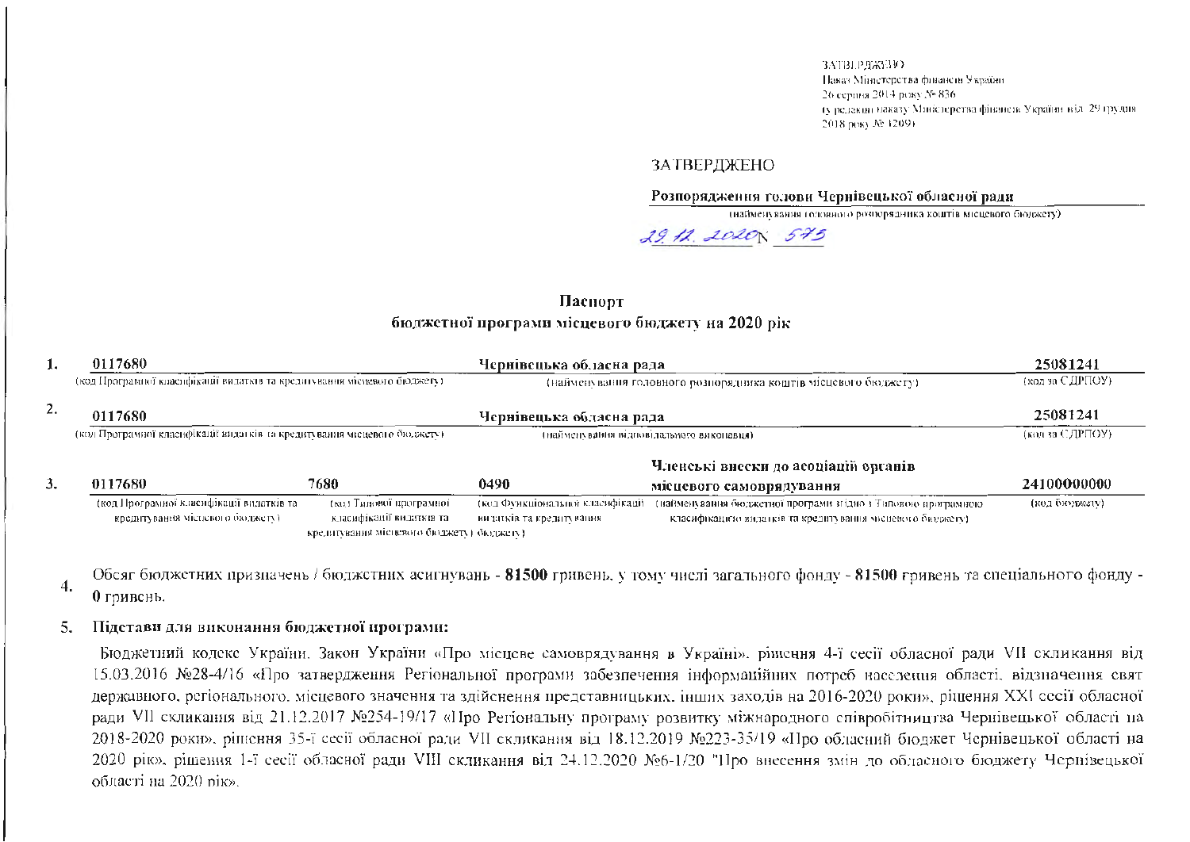ЗАТВЕРДЖЕНО
Наказ Міністерства фінансів України
26 серпня 2014 року № 836
(у редакції наказу Міністерства фінансів України від 29 грудня 2018 року № 1209)

ЗАТВЕРДЖЕНО

**Розпорядження голови Чернівецької обласної ради**
(найменування головного розпорядника коштів місцевого бюджету)

29.12.2020 N 573

## Паспорт
## бюджетної програми місцевого бюджету на 2020 рік

1. **0117680** — **Чернівецька обласна рада** — **25081241**
(код Програмної класифікації видатків та кредитування місцевого бюджету) (найменування головного розпорядника коштів місцевого бюджету) (код за ЄДРПОУ)

2. **0117680** — **Чернівецька обласна рада** — **25081241**
(код Програмної класифікації видатків та кредитування місцевого бюджету) (найменування відповідального виконавця) (код за ЄДРПОУ)

3. **0117680** — **7680** — **0490** — **Членські внески до асоціацій органів місцевого самоврядування** — **24100000000**
(код Програмної класифікації видатків та кредитування місцевого бюджету) (код Типової програмної класифікації видатків та кредитування місцевого бюджету) (код Функціональної класифікації видатків та кредитування бюджету) (найменування бюджетної програми згідно з Типовою програмною класифікацією видатків та кредитування місцевого бюджету) (код бюджету)

4. Обсяг бюджетних призначень / бюджетних асигнувань - **81500** гривень, у тому числі загального фонду - **81500** гривень та спеціального фонду - **0** гривень.

5. **Підстави для виконання бюджетної програми:**

Бюджетний кодекс України, Закон України «Про місцеве самоврядування в Україні», рішення 4-ї сесії обласної ради VII скликання від 15.03.2016 №28-4/16 «Про затвердження Регіональної програми забезпечення інформаційних потреб населення області, відзначення свят державного, регіонального, місцевого значення та здійснення представницьких, інших заходів на 2016-2020 роки», рішення XXI сесії обласної ради VII скликання від 21.12.2017 №254-19/17 «Про Регіональну програму розвитку міжнародного співробітництва Чернівецької області на 2018-2020 роки», рішення 35-ї сесії обласної ради VII скликання від 18.12.2019 №223-35/19 «Про обласний бюджет Чернівецької області на 2020 рік», рішення 1-ї сесії обласної ради VIII скликання від 24.12.2020 №6-1/20 "Про внесення змін до обласного бюджету Чернівецької області на 2020 рік».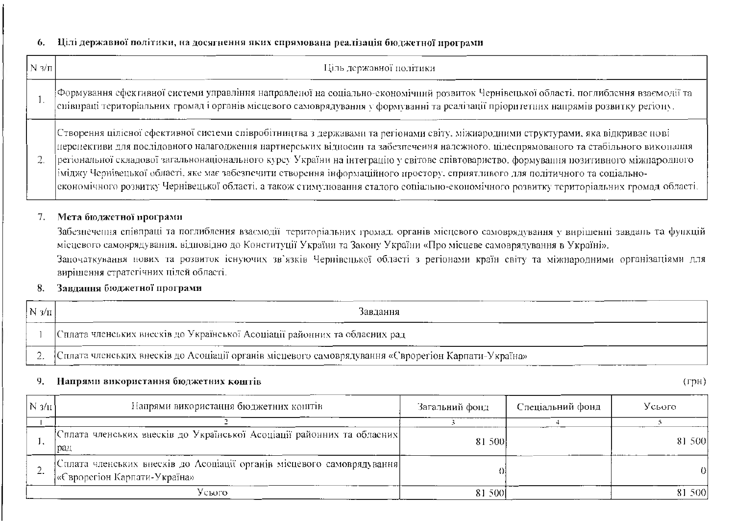6. **Цілі державної політики, на досягнення яких спрямована реалізація бюджетної програми**

| N з/п | Ціль державної політики |
|---|---|
| 1. | Формування ефективної системи управління направленої на соціально-економічний розвиток Чернівецької області, поглиблення взаємодії та співпраці територіальних громад і органів місцевого самоврядування у формуванні та реалізації пріоритетних напрямів розвитку регіону. |
| 2. | Створення цілісної ефективної системи співробітництва з державами та регіонами світу, міжнародними структурами, яка відкриває нові перспективи для послідовного налагодження партнерських відносин та забезпечення належного, цілеспрямованого та стабільного виконання регіональної складової загальнонаціонального курсу України на інтеграцію у світове співтовариство, формування позитивного міжнародного іміджу Чернівецької області, яке має забезпечити створення інформаційного простору, сприятливого для політичного та соціально-економічного розвитку Чернівецької області, а також стимулювання сталого соціально-економічного розвитку територіальних громад області. |

7. **Мета бюджетної програми**

Забезпечення співпраці та поглиблення взаємодії територіальних громад, органів місцевого самоврядування у вирішенні завдань та функцій місцевого самоврядування, відповідно до Конституції України та Закону України «Про місцеве самоврядування в Україні».

Започаткування нових та розвиток існуючих зв`язків Чернівецької області з регіонами країн світу та міжнародними організаціями для вирішення стратегічних цілей області.

8. **Завдання бюджетної програми**

| N з/п | Завдання |
|---|---|
| 1 | Сплата членських внесків до Української Асоціації районних та обласних рад |
| 2. | Сплата членських внесків до Асоціації органів місцевого самоврядування «Єврорегіон Карпати-Україна» |

9. **Напрями використання бюджетних коштів** (грн)

| N з/п | Напрями використання бюджетних коштів | Загальний фонд | Спеціальний фонд | Усього |
|---|---|---|---|---|
| 1 | 2 | 3 | 4 | 5 |
| 1. | Сплата членських внесків до Української Асоціації районних та обласних рад | 81 500 | | 81 500 |
| 2. | Сплата членських внесків до Асоціації органів місцевого самоврядування «Єврорегіон Карпати-Україна» | 0 | | 0 |
| | Усього | 81 500 | | 81 500 |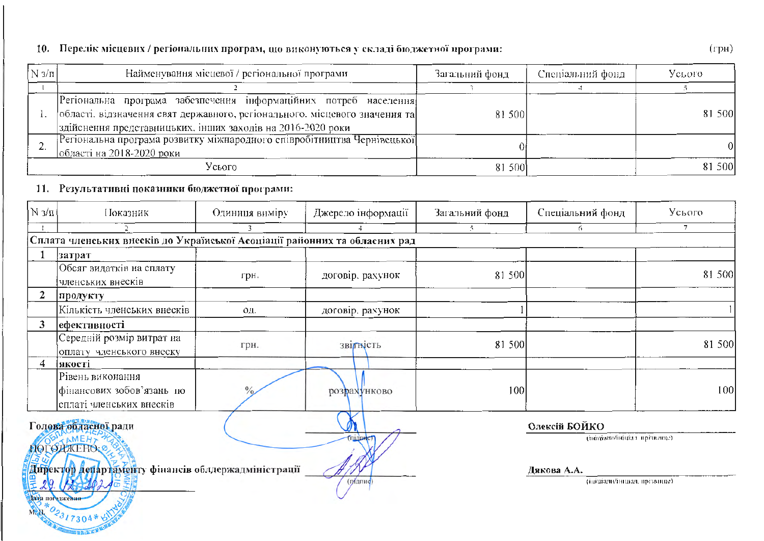**10. Перелік місцевих / регіональних програм, що виконуються у складі бюджетної програми:**

(грн)

| N з/п | Найменування місцевої / регіональної програми | Загальний фонд | Спеціальний фонд | Усього |
|---|---|---|---|---|
| 1 | 2 | 3 | 4 | 5 |
| 1. | Регіональна програма забезпечення інформаційних потреб населення області, відзначення свят державного, регіонального, місцевого значення та здійснення представницьких, інших заходів на 2016-2020 роки | 81 500 | | 81 500 |
| 2. | Регіональна програма розвитку міжнародного співробітництва Чернівецької області на 2018-2020 роки | 0 | | 0 |
| | Усього | 81 500 | | 81 500 |

**11. Результативні показники бюджетної програми:**

| N з/п | Показник | Одиниця виміру | Джерело інформації | Загальний фонд | Спеціальний фонд | Усього |
|---|---|---|---|---|---|---|
| 1 | 2 | 3 | 4 | 5 | 6 | 7 |
| **Сплата членських внесків до Української Асоціації районних та обласних рад** | | | | | | |
| 1 | **затрат** | | | | | |
| | Обсяг видатків на сплату членських внесків | грн. | договір, рахунок | 81 500 | | 81 500 |
| 2 | **продукту** | | | | | |
| | Кількість членських внесків | од. | договір, рахунок | 1 | | 1 |
| 3 | **ефективності** | | | | | |
| | Середній розмір витрат на оплату членського внеску | грн. | звітність | 81 500 | | 81 500 |
| 4 | **якості** | | | | | |
| | Рівень виконання фінансових зобов'язань по сплаті членських внесків | % | розрахунково | 100 | | 100 |

**Голова обласної ради** ____________ (підпис) **Олексій БОЙКО** (ініціали/ініціал, прізвище)

ПОГОДЖЕНО:

**Директор департаменту фінансів облдержадміністрації** ____________ (підпис) **Дякова А.А.** (ініціали/ініціал, прізвище)

29.12.2021
Дата погодження

М.П.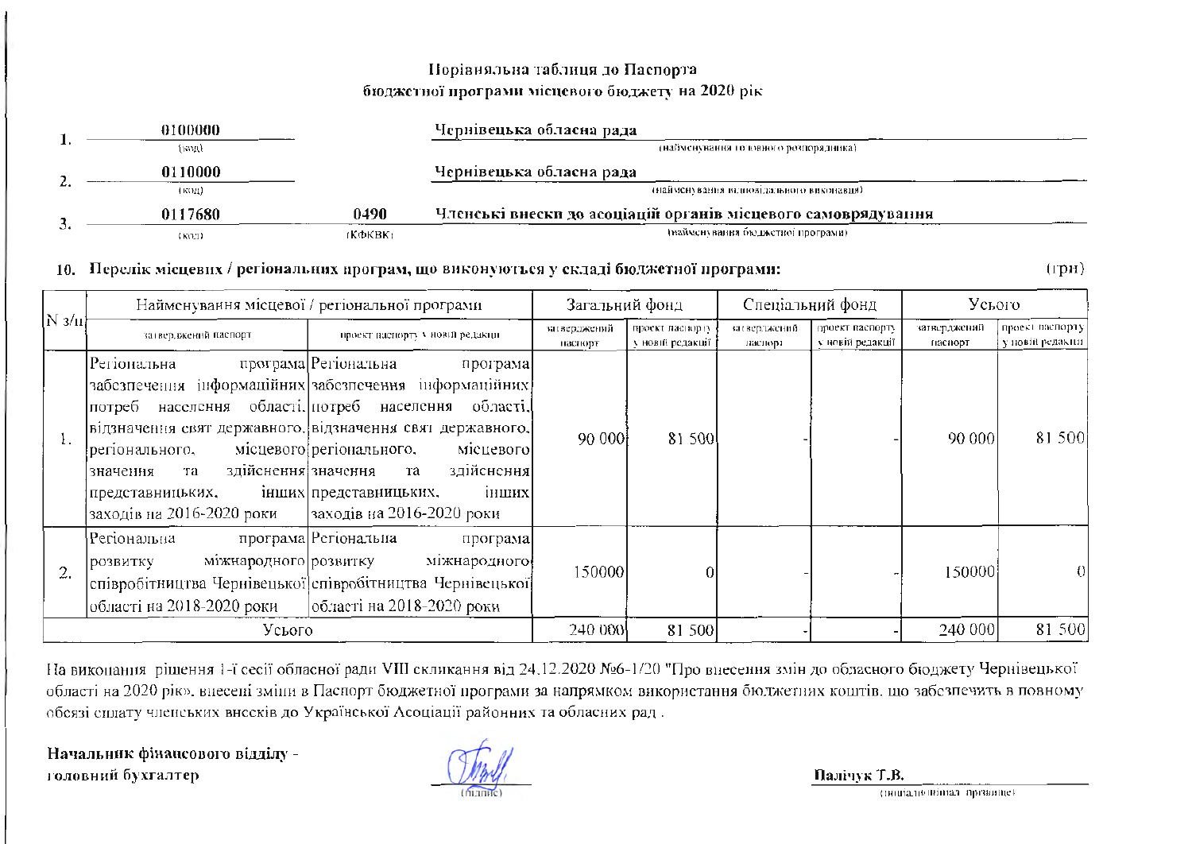**Порівняльна таблиця до Паспорта**
**бюджетної програми місцевого бюджету на 2020 рік**

1. **0100000** (код) — **Чернівецька обласна рада** (найменування головного розпорядника)

2. **0110000** (код) — **Чернівецька обласна рада** (найменування відповідального виконавця)

3. **0117680** (код) — **0490** (КФКВК) — **Членські внески до асоціацій органів місцевого самоврядування** (найменування бюджетної програми)

**10. Перелік місцевих / регіональних програм, що виконуються у складі бюджетної програми:**

(грн)

| N з/п | Найменування місцевої / регіональної програми | | Загальний фонд | | Спеціальний фонд | | Усього | |
|---|---|---|---|---|---|---|---|---|
| | затверджений паспорт | проект паспорту у новій редакції | затверджений паспорт | проект паспорту у новій редакції | затверджений паспорт | проект паспорту у новій редакції | затверджений паспорт | проект паспорту у новій редакції |
| 1. | Регіональна програма забезпечення інформаційних потреб населення області, відзначення свят державного, регіонального, місцевого значення та здійснення представницьких, інших заходів на 2016-2020 роки | Регіональна програма забезпечення інформаційних потреб населення області, відзначення свят державного, регіонального, місцевого значення та здійснення представницьких, інших заходів на 2016-2020 роки | 90 000 | 81 500 | - | - | 90 000 | 81 500 |
| 2. | Регіональна програма розвитку міжнародного співробітництва Чернівецької області на 2018-2020 роки | Регіональна програма розвитку міжнародного співробітництва Чернівецької області на 2018-2020 роки | 150000 | 0 | - | - | 150000 | 0 |
| Усього | | | 240 000 | 81 500 | - | - | 240 000 | 81 500 |

На виконання рішення 1-ї сесії обласної ради VIII скликання від 24.12.2020 №6-1/20 "Про внесення змін до обласного бюджету Чернівецької області на 2020 рік», внесені зміни в Паспорт бюджетної програми за напрямком використання бюджетних коштів, що забезпечить в повному обсязі сплату членських внесків до Української Асоціації районних та обласних рад .

**Начальник фінансового відділу -**
**головний бухгалтер** _______ (підпис) **Палічук Т.В.** (ініціали/ініціал, прізвище)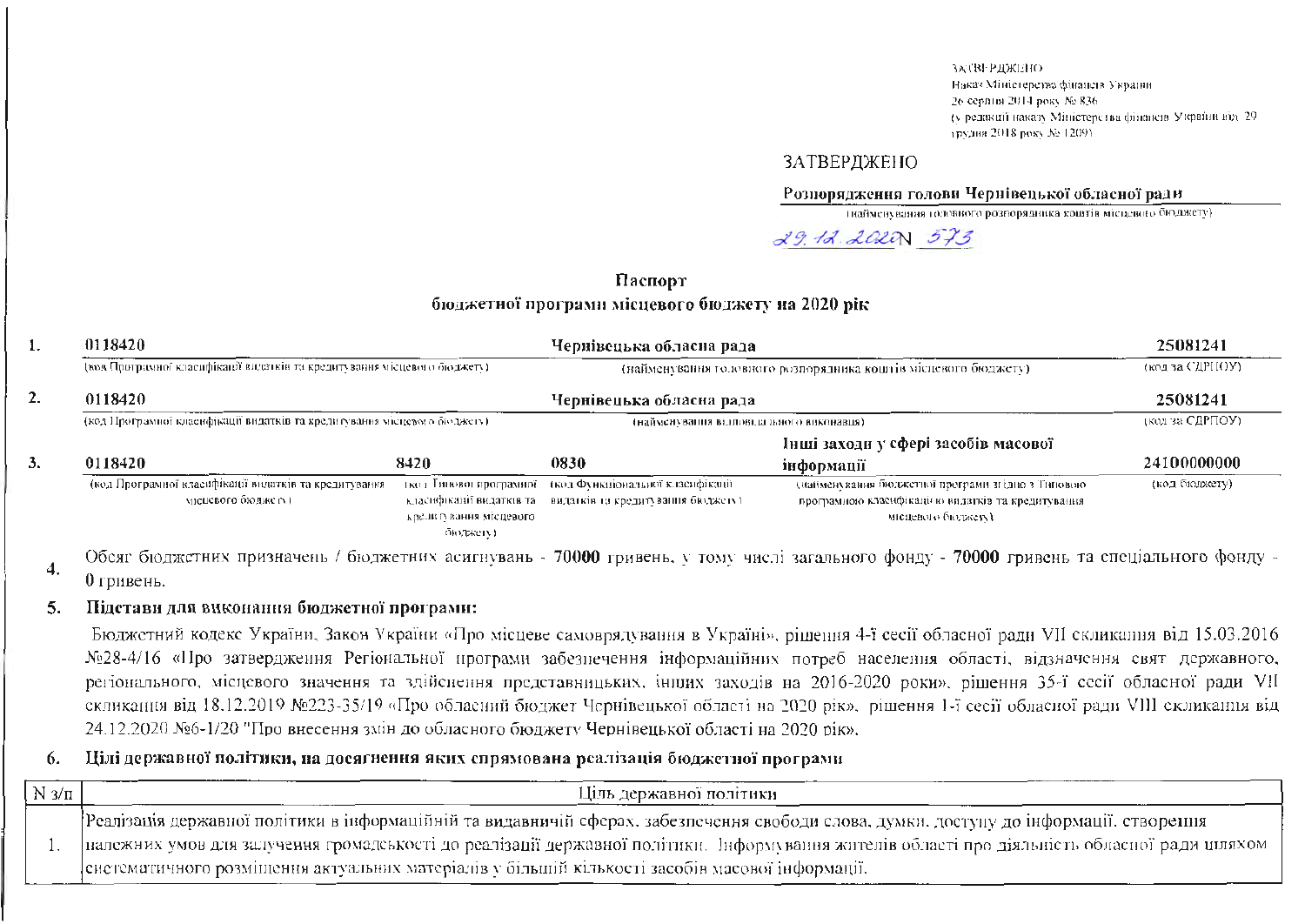ЗАТВЕРДЖЕНО
Наказ Міністерства фінансів України
26 серпня 2014 року № 836
(у редакції наказу Міністерства фінансів України від 29 грудня 2018 року № 1209)

ЗАТВЕРДЖЕНО

**Розпорядження голови Чернівецької обласної ради**
(найменування головного розпорядника коштів місцевого бюджету)

29.12.2020 N 573

## Паспорт
## бюджетної програми місцевого бюджету на 2020 рік

| | | | | |
|---|---|---|---|---|
| 1. | **0118420**<br>(код Програмної класифікації видатків та кредитування місцевого бюджету) | | **Чернівецька обласна рада**<br>(найменування головного розпорядника коштів місцевого бюджету) | **25081241**<br>(код за ЄДРПОУ) |
| 2. | **0118420**<br>(код Програмної класифікації видатків та кредитування місцевого бюджету) | | **Чернівецька обласна рада**<br>(найменування відповідального виконавця) | **25081241**<br>(код за ЄДРПОУ) |
| 3. | **0118420**<br>(код Програмної класифікації видатків та кредитування місцевого бюджету) | **8420**<br>(код Типової програмної класифікації видатків та кредитування місцевого бюджету) | **0830**<br>(код Функціональної класифікації видатків та кредитування бюджету) | **Інші заходи у сфері засобів масової інформації**<br>(найменування бюджетної програми згідно з Типовою програмною класифікацією видатків та кредитування місцевого бюджету) | **24100000000**<br>(код бюджету) |

4. Обсяг бюджетних призначень / бюджетних асигнувань - **70000** гривень, у тому числі загального фонду - **70000** гривень та спеціального фонду - **0** гривень.

5. **Підстави для виконання бюджетної програми:**

Бюджетний кодекс України, Закон України «Про місцеве самоврядування в Україні», рішення 4-ї сесії обласної ради VII скликання від 15.03.2016 №28-4/16 «Про затвердження Регіональної програми забезпечення інформаційних потреб населення області, відзначення свят державного, регіонального, місцевого значення та здійснення представницьких, інших заходів на 2016-2020 роки», рішення 35-ї сесії обласної ради VII скликання від 18.12.2019 №223-35/19 «Про обласний бюджет Чернівецької області на 2020 рік», рішення 1-ї сесії обласної ради VIII скликання від 24.12.2020 №6-1/20 "Про внесення змін до обласного бюджету Чернівецької області на 2020 рік».

6. **Цілі державної політики, на досягнення яких спрямована реалізація бюджетної програми**

| N з/п | Ціль державної політики |
|---|---|
| 1. | Реалізація державної політики в інформаційній та видавничій сферах, забезпечення свободи слова, думки, доступу до інформації, створення належних умов для залучення громадськості до реалізації державної політики. Інформування жителів області про діяльність обласної ради шляхом систематичного розміщення актуальних матеріалів у більшій кількості засобів масової інформації. |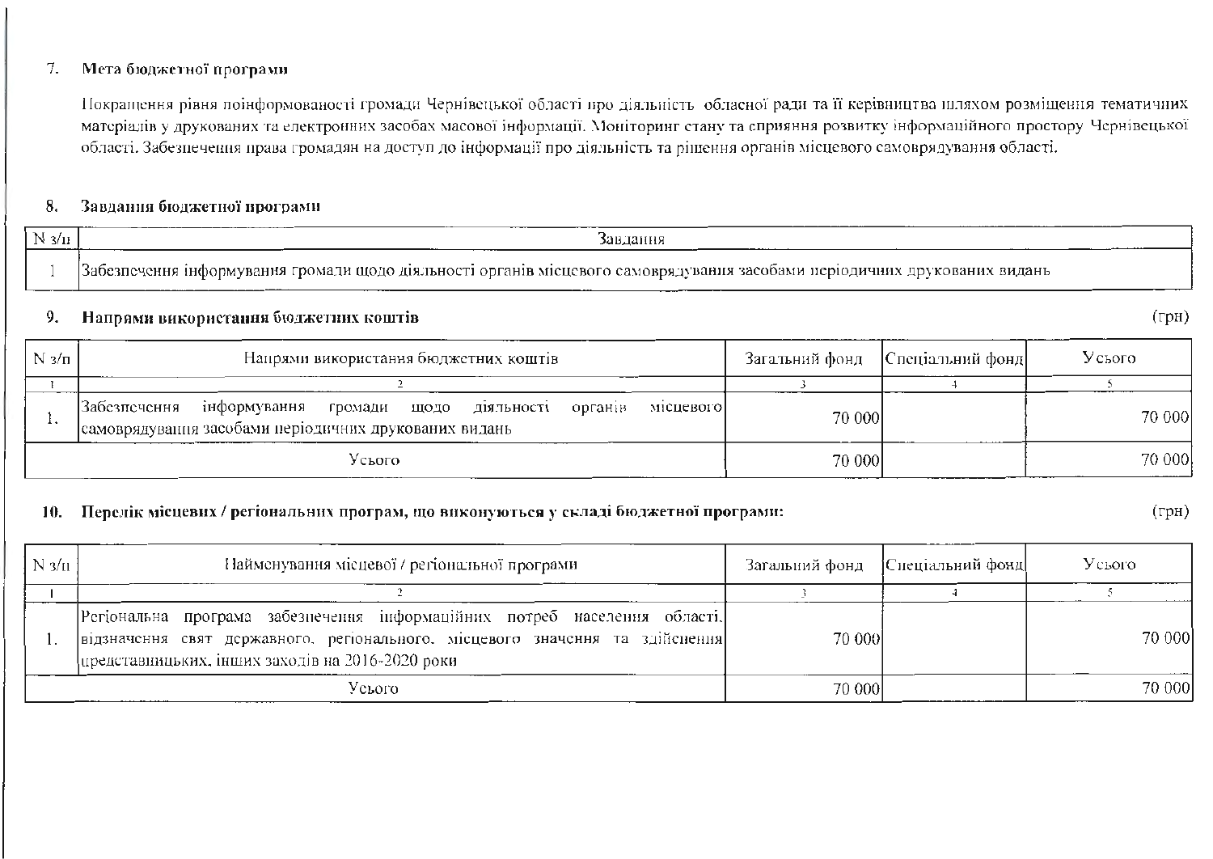7. **Мета бюджетної програми**

Покращення рівня поінформованості громади Чернівецької області про діяльність обласної ради та її керівництва шляхом розміщення тематичних матеріалів у друкованих та електронних засобах масової інформації. Моніторинг стану та сприяння розвитку інформаційного простору Чернівецької області. Забезпечення права громадян на доступ до інформації про діяльність та рішення органів місцевого самоврядування області.

8. **Завдання бюджетної програми**

| N з/п | Завдання |
|---|---|
| 1 | Забезпечення інформування громади щодо діяльності органів місцевого самоврядування засобами періодичних друкованих видань |

9. **Напрями використання бюджетних коштів** (грн)

| N з/п | Напрями використання бюджетних коштів | Загальний фонд | Спеціальний фонд | Усього |
|---|---|---|---|---|
| 1 | 2 | 3 | 4 | 5 |
| 1. | Забезпечення інформування громади щодо діяльності органів місцевого самоврядування засобами періодичних друкованих видань | 70 000 | | 70 000 |
| | Усього | 70 000 | | 70 000 |

10. **Перелік місцевих / регіональних програм, що виконуються у складі бюджетної програми:** (грн)

| N з/п | Найменування місцевої / регіональної програми | Загальний фонд | Спеціальний фонд | Усього |
|---|---|---|---|---|
| 1 | 2 | 3 | 4 | 5 |
| 1. | Регіональна програма забезпечення інформаційних потреб населення області, відзначення свят державного, регіонального, місцевого значення та здійснення представницьких, інших заходів на 2016-2020 роки | 70 000 | | 70 000 |
| | Усього | 70 000 | | 70 000 |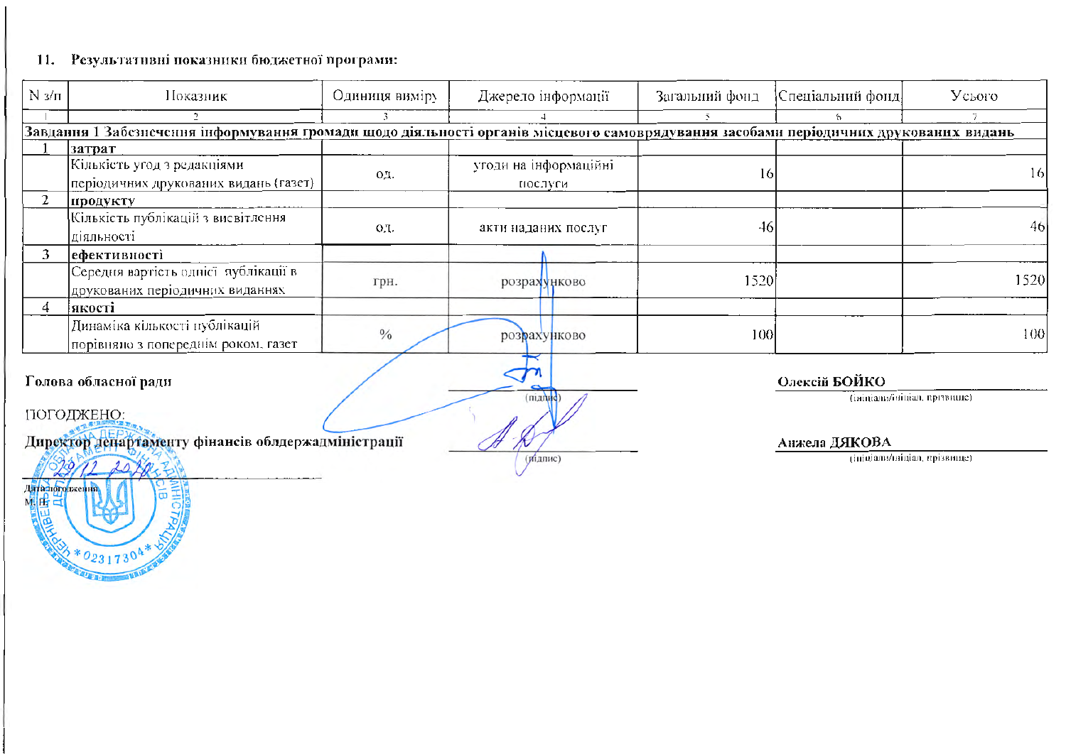11. **Результативні показники бюджетної програми:**

| N з/п | Показник | Одиниця виміру | Джерело інформації | Загальний фонд | Спеціальний фонд | Усього |
|---|---|---|---|---|---|---|
| 1 | 2 | 3 | 4 | 5 | 6 | 7 |
| **Завдання 1 Забезпечення інформування громади щодо діяльності органів місцевого самоврядування засобами періодичних друкованих видань** | | | | | | |
| 1 | **затрат** | | | | | |
| | Кількість угод з редакціями періодичних друкованих видань (газет) | од. | угоди на інформаційні послуги | 16 | | 16 |
| 2 | **продукту** | | | | | |
| | Кількість публікацій з висвітлення діяльності | од. | акти наданих послуг | 46 | | 46 |
| 3 | **ефективності** | | | | | |
| | Середня вартість одиниці публікації в друкованих періодичних виданнях | грн. | розрахунково | 1520 | | 1520 |
| 4 | **якості** | | | | | |
| | Динаміка кількості публікацій порівняно з попереднім роком, газет | % | розрахунково | 100 | | 100 |

**Голова обласної ради** _______________ (підпис) **Олексій БОЙКО** (ініціали/ініціал, прізвище)

ПОГОДЖЕНО:

**Директор департаменту фінансів облдержадміністрації** _______________ (підпис) **Анжела ДЯКОВА** (ініціали/ініціал, прізвище)

23.12.2020

Дата погодження

М. П.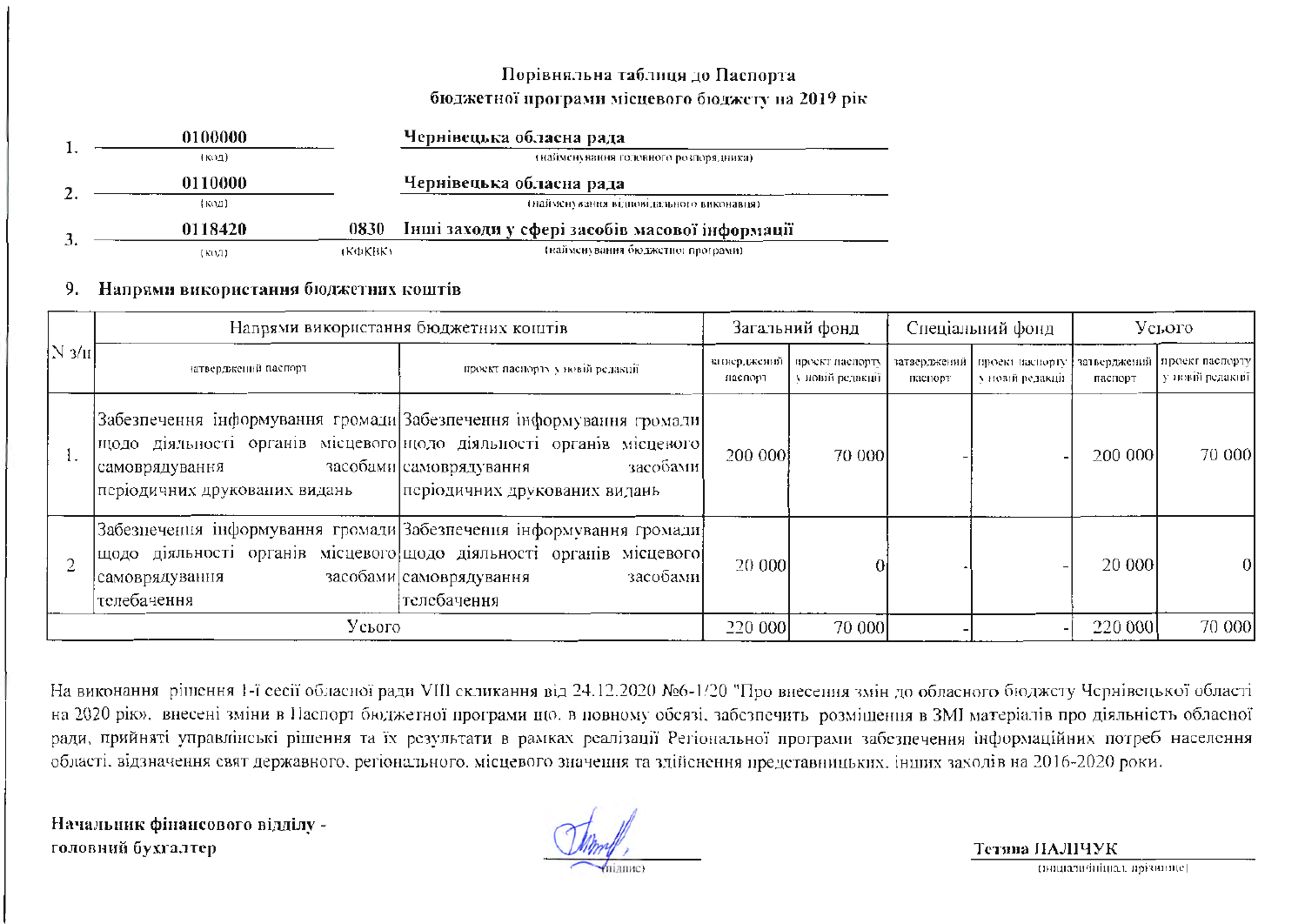## Порівняльна таблиця до Паспорта бюджетної програми місцевого бюджету на 2019 рік

| | | | |
|---|---|---|---|
| 1. | 0100000 | | Чернівецька обласна рада |
| | (код) | | (найменування головного розпорядника) |
| 2. | 0110000 | | Чернівецька обласна рада |
| | (код) | | (найменування відповідального виконавця) |
| 3. | 0118420 | 0830 | Інші заходи у сфері засобів масової інформації |
| | (код) | (КФКВК) | (найменування бюджетної програми) |

### 9. Напрями використання бюджетних коштів

| N з/п | Напрями використання бюджетних коштів | | Загальний фонд | | Спеціальний фонд | | Усього | |
|---|---|---|---|---|---|---|---|---|
| | затверджений паспорт | проект паспорту у новій редакції | затверджений паспорт | проект паспорту у новій редакції | затверджений паспорт | проект паспорту у новій редакції | затверджений паспорт | проект паспорту у новій редакції |
| 1. | Забезпечення інформування громади щодо діяльності органів місцевого самоврядування засобами періодичних друкованих видань | Забезпечення інформування громади щодо діяльності органів місцевого самоврядування засобами періодичних друкованих видань | 200 000 | 70 000 | - | - | 200 000 | 70 000 |
| 2 | Забезпечення інформування громади щодо діяльності органів місцевого самоврядування засобами телебачення | Забезпечення інформування громади щодо діяльності органів місцевого самоврядування засобами телебачення | 20 000 | 0 | - | - | 20 000 | 0 |
| Усього | | | 220 000 | 70 000 | - | - | 220 000 | 70 000 |

На виконання рішення 1-ї сесії обласної ради VIII скликання від 24.12.2020 №6-1/20 "Про внесення змін до обласного бюджету Чернівецької області на 2020 рік", внесені зміни в Паспорт бюджетної програми що, в повному обсязі, забезпечить розміщення в ЗМІ матеріалів про діяльність обласної ради, прийняті управлінські рішення та їх результати в рамках реалізації Регіональної програми забезпечення інформаційних потреб населення області, відзначення свят державного, регіонального, місцевого значення та здійснення представницьких, інших заходів на 2016-2020 роки.

**Начальник фінансового відділу -**
**головний бухгалтер**

(підпис)

**Тетяна ПАЛІЧУК**
(ініціали/ініціал, прізвище)